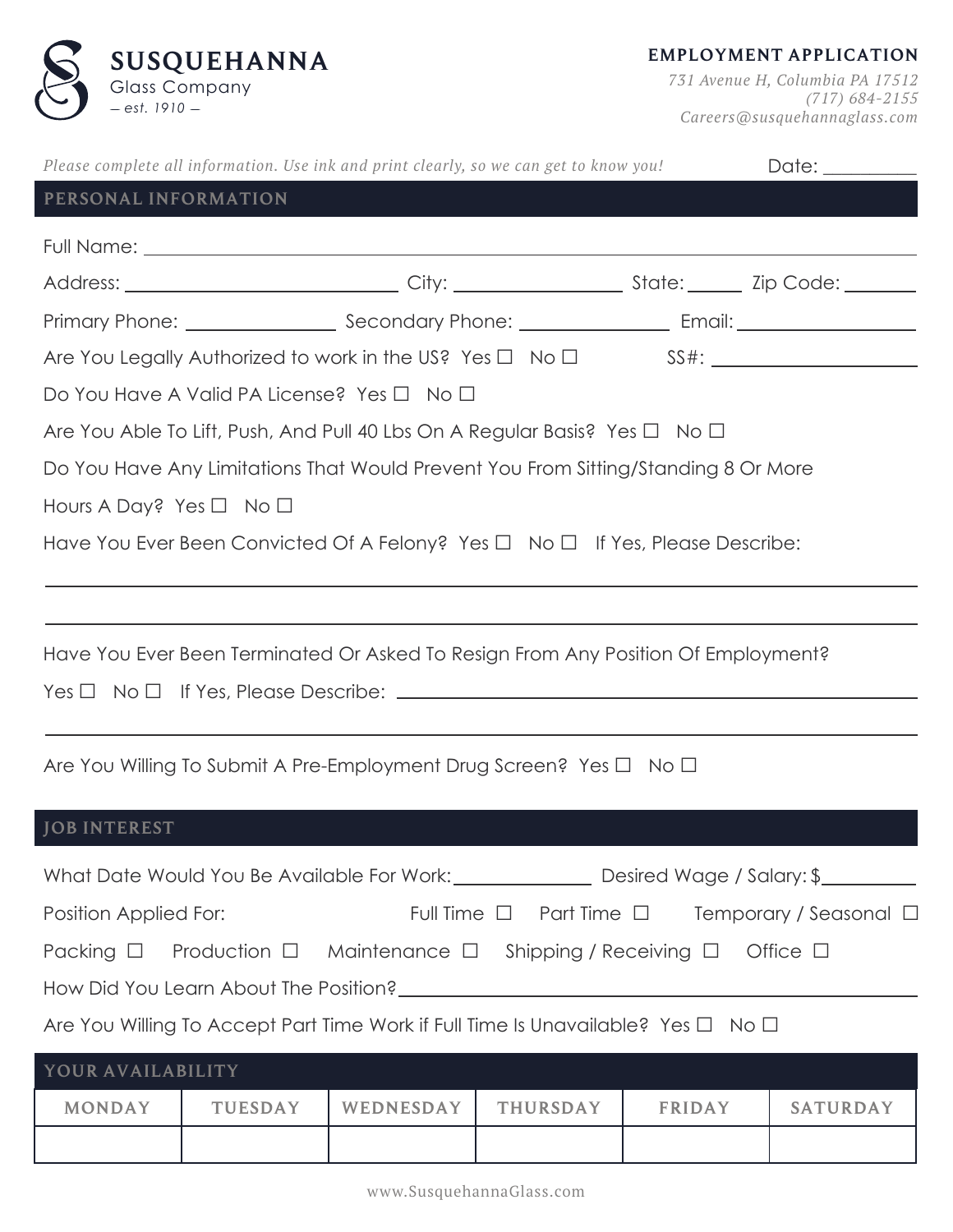# SUSQUEHANNA
Glass Company
*— est. 1910 —*

**EMPLOYMENT APPLICATION**
*731 Avenue H, Columbia PA 17512*
*(717) 684-2155*
*Careers@susquehannaglass.com*

*Please complete all information. Use ink and print clearly, so we can get to know you!*

Date: __________

## PERSONAL INFORMATION

Full Name: ____________________________________________

Address: ______________________ City: ______________ State: ______ Zip Code: ________

Primary Phone: ______________ Secondary Phone: ______________ Email: ________________

Are You Legally Authorized to work in the US? Yes ☐ No ☐ SS#: ________________

Do You Have A Valid PA License? Yes ☐ No ☐

Are You Able To Lift, Push, And Pull 40 Lbs On A Regular Basis? Yes ☐ No ☐

Do You Have Any Limitations That Would Prevent You From Sitting/Standing 8 Or More Hours A Day? Yes ☐ No ☐

Have You Ever Been Convicted Of A Felony? Yes ☐ No ☐ If Yes, Please Describe:

____________________________________________

____________________________________________

Have You Ever Been Terminated Or Asked To Resign From Any Position Of Employment?

Yes ☐ No ☐ If Yes, Please Describe: ________________________________

____________________________________________

Are You Willing To Submit A Pre-Employment Drug Screen? Yes ☐ No ☐

## JOB INTEREST

What Date Would You Be Available For Work: ______________ Desired Wage / Salary: $__________

Position Applied For: Full Time ☐ Part Time ☐ Temporary / Seasonal ☐

Packing ☐ Production ☐ Maintenance ☐ Shipping / Receiving ☐ Office ☐

How Did You Learn About The Position? ________________________________

Are You Willing To Accept Part Time Work if Full Time Is Unavailable? Yes ☐ No ☐

## YOUR AVAILABILITY

| MONDAY | TUESDAY | WEDNESDAY | THURSDAY | FRIDAY | SATURDAY |
|---|---|---|---|---|---|
| | | | | | |

www.SusquehannaGlass.com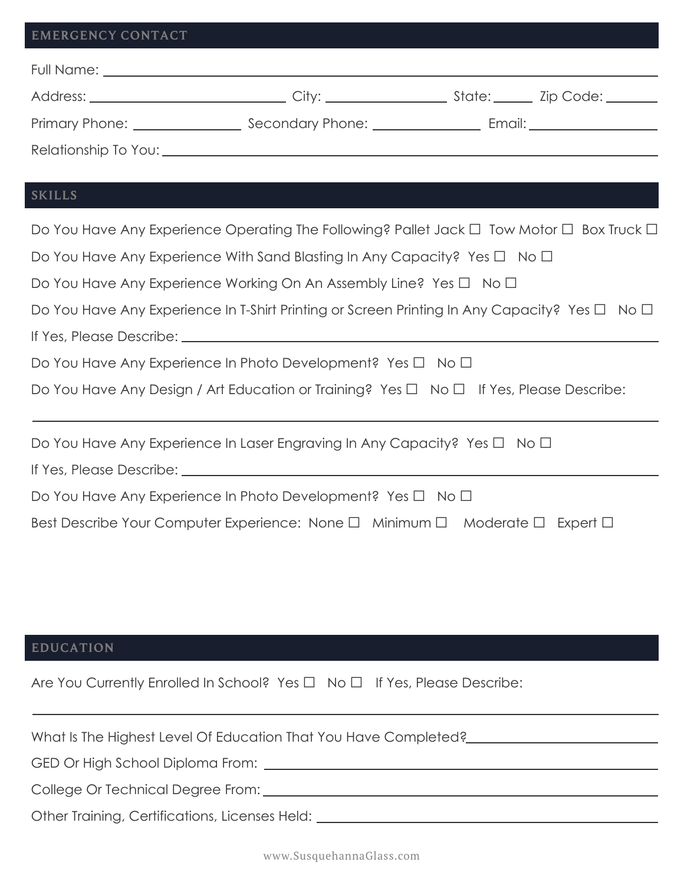## EMERGENCY CONTACT

Full Name: ______________________________

Address: ______________________________ City: ____________ State: ______ Zip Code: ________

Primary Phone: ______________ Secondary Phone: ______________ Email: ______________

Relationship To You: ______________________________

## SKILLS

Do You Have Any Experience Operating The Following? Pallet Jack ☐ Tow Motor ☐ Box Truck ☐

Do You Have Any Experience With Sand Blasting In Any Capacity? Yes ☐ No ☐

Do You Have Any Experience Working On An Assembly Line? Yes ☐ No ☐

Do You Have Any Experience In T-Shirt Printing or Screen Printing In Any Capacity? Yes ☐ No ☐

If Yes, Please Describe: ______________________________

Do You Have Any Experience In Photo Development? Yes ☐ No ☐

Do You Have Any Design / Art Education or Training? Yes ☐ No ☐ If Yes, Please Describe:

______________________________

Do You Have Any Experience In Laser Engraving In Any Capacity? Yes ☐ No ☐

If Yes, Please Describe: ______________________________

Do You Have Any Experience In Photo Development? Yes ☐ No ☐

Best Describe Your Computer Experience: None ☐ Minimum ☐ Moderate ☐ Expert ☐

## EDUCATION

Are You Currently Enrolled In School? Yes ☐ No ☐ If Yes, Please Describe:

______________________________

What Is The Highest Level Of Education That You Have Completed? ______________________________

GED Or High School Diploma From: ______________________________

College Or Technical Degree From: ______________________________

Other Training, Certifications, Licenses Held: ______________________________

www.SusquehannaGlass.com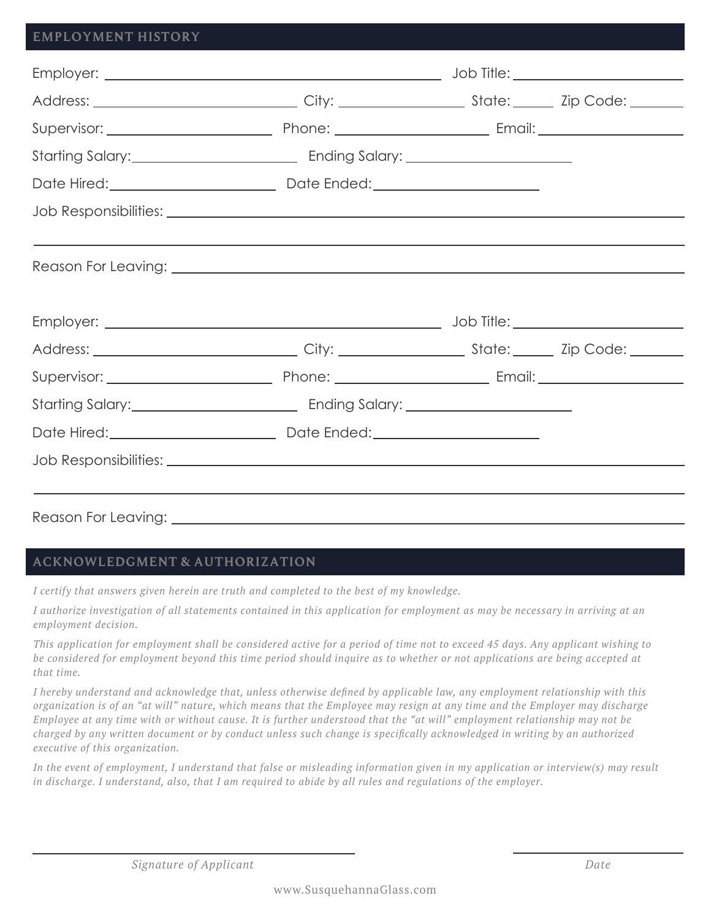## EMPLOYMENT HISTORY

Employer: ______________________________ Job Title: ______________________

Address: ______________________ City: ______________ State: _____ Zip Code: _______

Supervisor: ____________________ Phone: ____________________ Email: __________________

Starting Salary: ____________________ Ending Salary: ____________________

Date Hired: ____________________ Date Ended: ____________________

Job Responsibilities: ______________________________________________________________

_________________________________________________________________________________

Reason For Leaving: _______________________________________________________________

Employer: ______________________________ Job Title: ______________________

Address: ______________________ City: ______________ State: _____ Zip Code: _______

Supervisor: ____________________ Phone: ____________________ Email: __________________

Starting Salary: ____________________ Ending Salary: ____________________

Date Hired: ____________________ Date Ended: ____________________

Job Responsibilities: ______________________________________________________________

_________________________________________________________________________________

Reason For Leaving: _______________________________________________________________

## ACKNOWLEDGMENT & AUTHORIZATION

*I certify that answers given herein are truth and completed to the best of my knowledge.*

*I authorize investigation of all statements contained in this application for employment as may be necessary in arriving at an employment decision.*

*This application for employment shall be considered active for a period of time not to exceed 45 days. Any applicant wishing to be considered for employment beyond this time period should inquire as to whether or not applications are being accepted at that time.*

*I hereby understand and acknowledge that, unless otherwise defined by applicable law, any employment relationship with this organization is of an "at will" nature, which means that the Employee may resign at any time and the Employer may discharge Employee at any time with or without cause. It is further understood that the "at will" employment relationship may not be charged by any written document or by conduct unless such change is specifically acknowledged in writing by an authorized executive of this organization.*

*In the event of employment, I understand that false or misleading information given in my application or interview(s) may result in discharge. I understand, also, that I am required to abide by all rules and regulations of the employer.*

______________________________ ____________________

*Signature of Applicant* *Date*

www.SusquehannaGlass.com